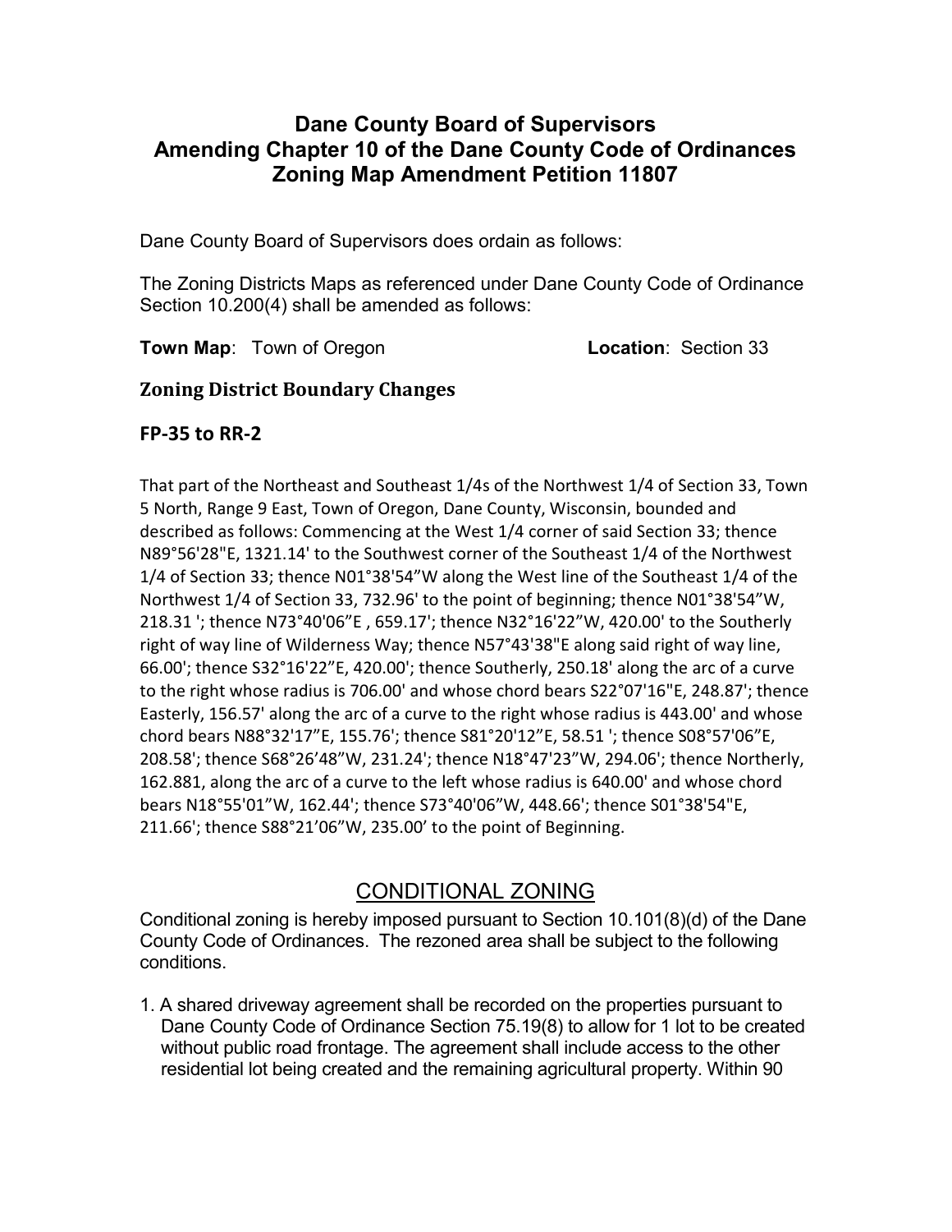# Dane County Board of Supervisors
# Amending Chapter 10 of the Dane County Code of Ordinances
# Zoning Map Amendment Petition 11807

Dane County Board of Supervisors does ordain as follows:

The Zoning Districts Maps as referenced under Dane County Code of Ordinance Section 10.200(4) shall be amended as follows:

**Town Map**: Town of Oregon **Location**: Section 33

## Zoning District Boundary Changes

### FP-35 to RR-2

That part of the Northeast and Southeast 1/4s of the Northwest 1/4 of Section 33, Town 5 North, Range 9 East, Town of Oregon, Dane County, Wisconsin, bounded and described as follows: Commencing at the West 1/4 corner of said Section 33; thence N89°56'28"E, 1321.14' to the Southwest corner of the Southeast 1/4 of the Northwest 1/4 of Section 33; thence N01°38'54"W along the West line of the Southeast 1/4 of the Northwest 1/4 of Section 33, 732.96' to the point of beginning; thence N01°38'54"W, 218.31 '; thence N73°40'06"E , 659.17'; thence N32°16'22"W, 420.00' to the Southerly right of way line of Wilderness Way; thence N57°43'38"E along said right of way line, 66.00'; thence S32°16'22"E, 420.00'; thence Southerly, 250.18' along the arc of a curve to the right whose radius is 706.00' and whose chord bears S22°07'16"E, 248.87'; thence Easterly, 156.57' along the arc of a curve to the right whose radius is 443.00' and whose chord bears N88°32'17"E, 155.76'; thence S81°20'12"E, 58.51 '; thence S08°57'06"E, 208.58'; thence S68°26'48"W, 231.24'; thence N18°47'23"W, 294.06'; thence Northerly, 162.881, along the arc of a curve to the left whose radius is 640.00' and whose chord bears N18°55'01"W, 162.44'; thence S73°40'06"W, 448.66'; thence S01°38'54"E, 211.66'; thence S88°21'06"W, 235.00' to the point of Beginning.

## CONDITIONAL ZONING

Conditional zoning is hereby imposed pursuant to Section 10.101(8)(d) of the Dane County Code of Ordinances. The rezoned area shall be subject to the following conditions.

1. A shared driveway agreement shall be recorded on the properties pursuant to Dane County Code of Ordinance Section 75.19(8) to allow for 1 lot to be created without public road frontage. The agreement shall include access to the other residential lot being created and the remaining agricultural property. Within 90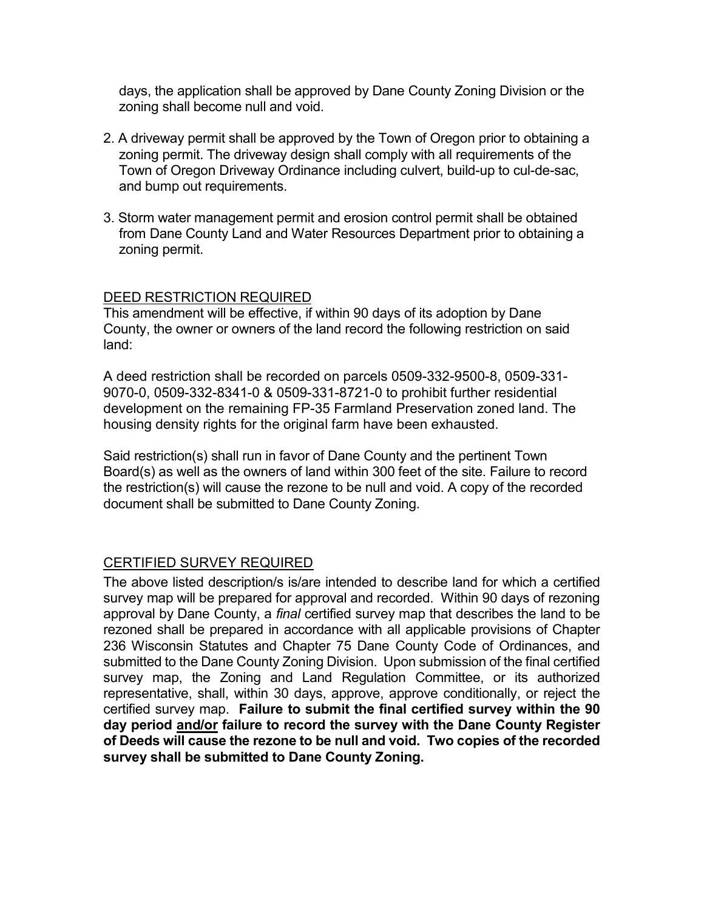days, the application shall be approved by Dane County Zoning Division or the zoning shall become null and void.

2. A driveway permit shall be approved by the Town of Oregon prior to obtaining a zoning permit. The driveway design shall comply with all requirements of the Town of Oregon Driveway Ordinance including culvert, build-up to cul-de-sac, and bump out requirements.

3. Storm water management permit and erosion control permit shall be obtained from Dane County Land and Water Resources Department prior to obtaining a zoning permit.

<u>DEED RESTRICTION REQUIRED</u>

This amendment will be effective, if within 90 days of its adoption by Dane County, the owner or owners of the land record the following restriction on said land:

A deed restriction shall be recorded on parcels 0509-332-9500-8, 0509-331-9070-0, 0509-332-8341-0 & 0509-331-8721-0 to prohibit further residential development on the remaining FP-35 Farmland Preservation zoned land. The housing density rights for the original farm have been exhausted.

Said restriction(s) shall run in favor of Dane County and the pertinent Town Board(s) as well as the owners of land within 300 feet of the site. Failure to record the restriction(s) will cause the rezone to be null and void. A copy of the recorded document shall be submitted to Dane County Zoning.

<u>CERTIFIED SURVEY REQUIRED</u>

The above listed description/s is/are intended to describe land for which a certified survey map will be prepared for approval and recorded. Within 90 days of rezoning approval by Dane County, a *final* certified survey map that describes the land to be rezoned shall be prepared in accordance with all applicable provisions of Chapter 236 Wisconsin Statutes and Chapter 75 Dane County Code of Ordinances, and submitted to the Dane County Zoning Division. Upon submission of the final certified survey map, the Zoning and Land Regulation Committee, or its authorized representative, shall, within 30 days, approve, approve conditionally, or reject the certified survey map. **Failure to submit the final certified survey within the 90 day period <u>and/or</u> failure to record the survey with the Dane County Register of Deeds will cause the rezone to be null and void. Two copies of the recorded survey shall be submitted to Dane County Zoning.**